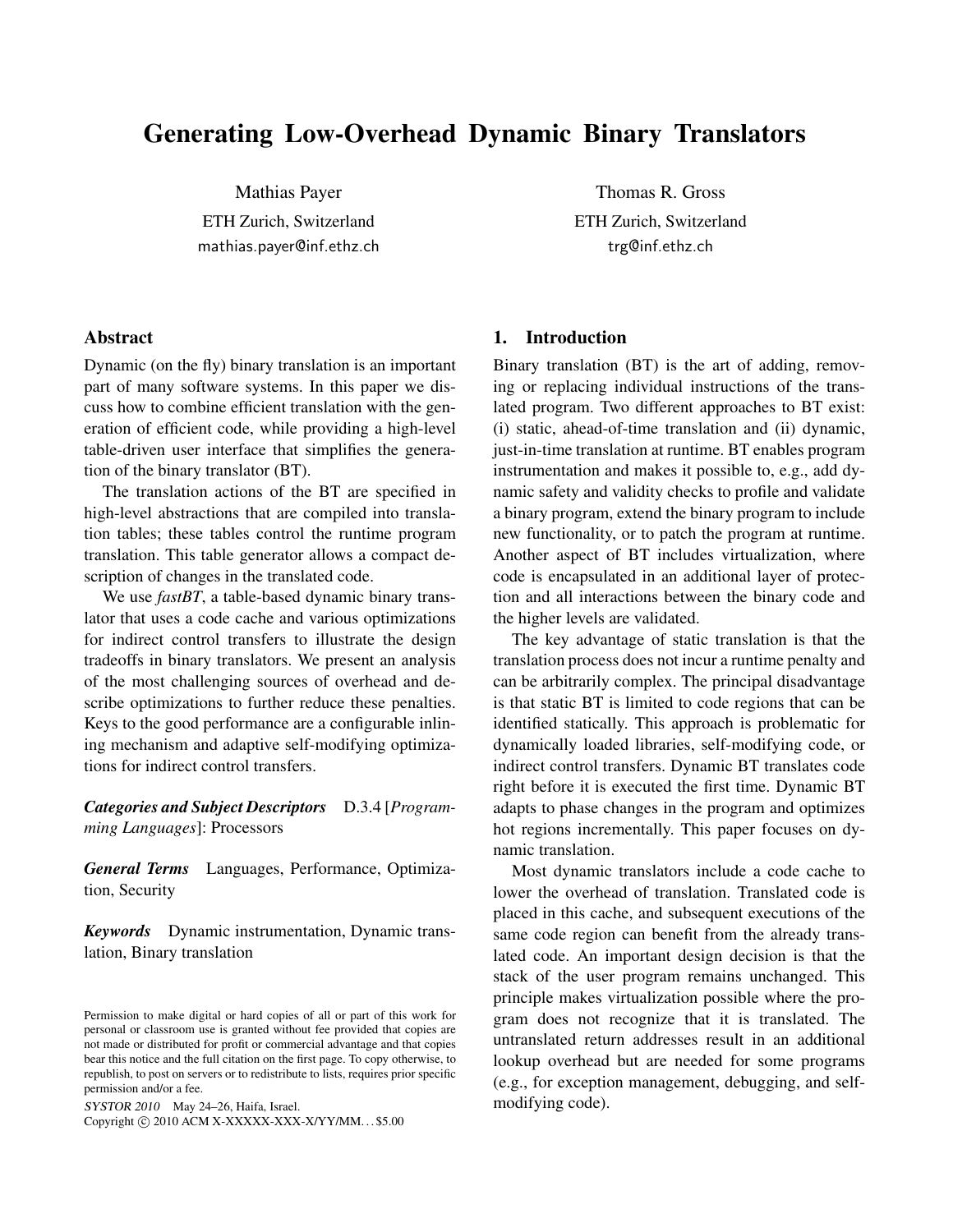# Generating Low-Overhead Dynamic Binary Translators

Mathias Payer
ETH Zurich, Switzerland
mathias.payer@inf.ethz.ch

Thomas R. Gross
ETH Zurich, Switzerland
trg@inf.ethz.ch

## Abstract

Dynamic (on the fly) binary translation is an important part of many software systems. In this paper we discuss how to combine efficient translation with the generation of efficient code, while providing a high-level table-driven user interface that simplifies the generation of the binary translator (BT).

The translation actions of the BT are specified in high-level abstractions that are compiled into translation tables; these tables control the runtime program translation. This table generator allows a compact description of changes in the translated code.

We use *fastBT*, a table-based dynamic binary translator that uses a code cache and various optimizations for indirect control transfers to illustrate the design tradeoffs in binary translators. We present an analysis of the most challenging sources of overhead and describe optimizations to further reduce these penalties. Keys to the good performance are a configurable inlining mechanism and adaptive self-modifying optimizations for indirect control transfers.

***Categories and Subject Descriptors*** D.3.4 [*Programming Languages*]: Processors

***General Terms*** Languages, Performance, Optimization, Security

***Keywords*** Dynamic instrumentation, Dynamic translation, Binary translation

Permission to make digital or hard copies of all or part of this work for personal or classroom use is granted without fee provided that copies are not made or distributed for profit or commercial advantage and that copies bear this notice and the full citation on the first page. To copy otherwise, to republish, to post on servers or to redistribute to lists, requires prior specific permission and/or a fee.

*SYSTOR 2010* May 24–26, Haifa, Israel.
Copyright © 2010 ACM X-XXXXX-XXX-X/YY/MM... $5.00

## 1. Introduction

Binary translation (BT) is the art of adding, removing or replacing individual instructions of the translated program. Two different approaches to BT exist: (i) static, ahead-of-time translation and (ii) dynamic, just-in-time translation at runtime. BT enables program instrumentation and makes it possible to, e.g., add dynamic safety and validity checks to profile and validate a binary program, extend the binary program to include new functionality, or to patch the program at runtime. Another aspect of BT includes virtualization, where code is encapsulated in an additional layer of protection and all interactions between the binary code and the higher levels are validated.

The key advantage of static translation is that the translation process does not incur a runtime penalty and can be arbitrarily complex. The principal disadvantage is that static BT is limited to code regions that can be identified statically. This approach is problematic for dynamically loaded libraries, self-modifying code, or indirect control transfers. Dynamic BT translates code right before it is executed the first time. Dynamic BT adapts to phase changes in the program and optimizes hot regions incrementally. This paper focuses on dynamic translation.

Most dynamic translators include a code cache to lower the overhead of translation. Translated code is placed in this cache, and subsequent executions of the same code region can benefit from the already translated code. An important design decision is that the stack of the user program remains unchanged. This principle makes virtualization possible where the program does not recognize that it is translated. The untranslated return addresses result in an additional lookup overhead but are needed for some programs (e.g., for exception management, debugging, and self-modifying code).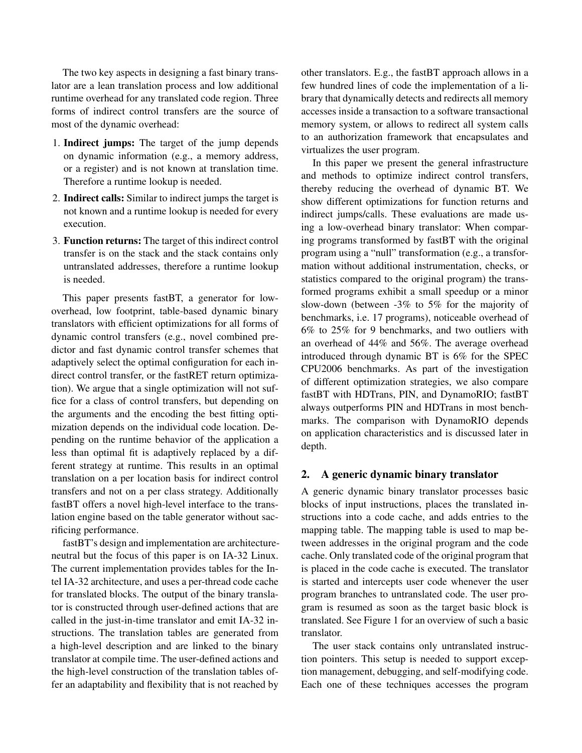The two key aspects in designing a fast binary translator are a lean translation process and low additional runtime overhead for any translated code region. Three forms of indirect control transfers are the source of most of the dynamic overhead:

1. **Indirect jumps:** The target of the jump depends on dynamic information (e.g., a memory address, or a register) and is not known at translation time. Therefore a runtime lookup is needed.
2. **Indirect calls:** Similar to indirect jumps the target is not known and a runtime lookup is needed for every execution.
3. **Function returns:** The target of this indirect control transfer is on the stack and the stack contains only untranslated addresses, therefore a runtime lookup is needed.

This paper presents fastBT, a generator for low-overhead, low footprint, table-based dynamic binary translators with efficient optimizations for all forms of dynamic control transfers (e.g., novel combined predictor and fast dynamic control transfer schemes that adaptively select the optimal configuration for each indirect control transfer, or the fastRET return optimization). We argue that a single optimization will not suffice for a class of control transfers, but depending on the arguments and the encoding the best fitting optimization depends on the individual code location. Depending on the runtime behavior of the application a less than optimal fit is adaptively replaced by a different strategy at runtime. This results in an optimal translation on a per location basis for indirect control transfers and not on a per class strategy. Additionally fastBT offers a novel high-level interface to the translation engine based on the table generator without sacrificing performance.

fastBT's design and implementation are architecture-neutral but the focus of this paper is on IA-32 Linux. The current implementation provides tables for the Intel IA-32 architecture, and uses a per-thread code cache for translated blocks. The output of the binary translator is constructed through user-defined actions that are called in the just-in-time translator and emit IA-32 instructions. The translation tables are generated from a high-level description and are linked to the binary translator at compile time. The user-defined actions and the high-level construction of the translation tables offer an adaptability and flexibility that is not reached by other translators. E.g., the fastBT approach allows in a few hundred lines of code the implementation of a library that dynamically detects and redirects all memory accesses inside a transaction to a software transactional memory system, or allows to redirect all system calls to an authorization framework that encapsulates and virtualizes the user program.

In this paper we present the general infrastructure and methods to optimize indirect control transfers, thereby reducing the overhead of dynamic BT. We show different optimizations for function returns and indirect jumps/calls. These evaluations are made using a low-overhead binary translator: When comparing programs transformed by fastBT with the original program using a "null" transformation (e.g., a transformation without additional instrumentation, checks, or statistics compared to the original program) the transformed programs exhibit a small speedup or a minor slow-down (between -3% to 5% for the majority of benchmarks, i.e. 17 programs), noticeable overhead of 6% to 25% for 9 benchmarks, and two outliers with an overhead of 44% and 56%. The average overhead introduced through dynamic BT is 6% for the SPEC CPU2006 benchmarks. As part of the investigation of different optimization strategies, we also compare fastBT with HDTrans, PIN, and DynamoRIO; fastBT always outperforms PIN and HDTrans in most benchmarks. The comparison with DynamoRIO depends on application characteristics and is discussed later in depth.

## 2. A generic dynamic binary translator

A generic dynamic binary translator processes basic blocks of input instructions, places the translated instructions into a code cache, and adds entries to the mapping table. The mapping table is used to map between addresses in the original program and the code cache. Only translated code of the original program that is placed in the code cache is executed. The translator is started and intercepts user code whenever the user program branches to untranslated code. The user program is resumed as soon as the target basic block is translated. See Figure 1 for an overview of such a basic translator.

The user stack contains only untranslated instruction pointers. This setup is needed to support exception management, debugging, and self-modifying code. Each one of these techniques accesses the program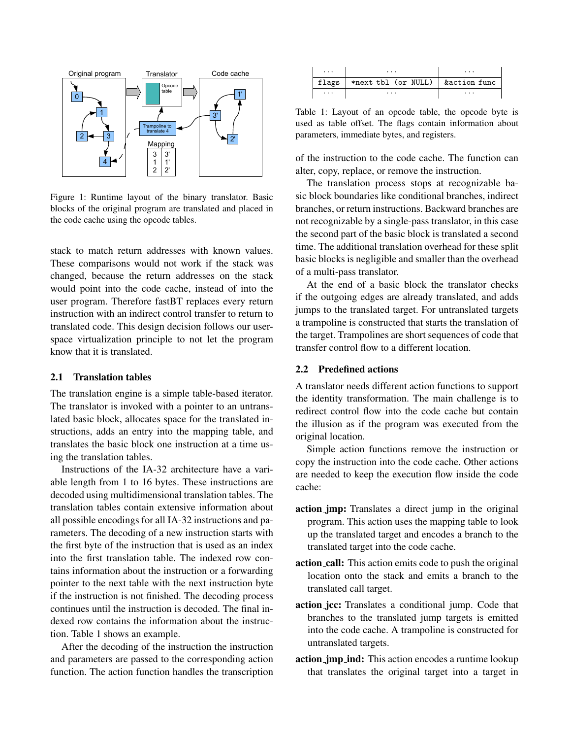Figure 1: Runtime layout of the binary translator. Basic blocks of the original program are translated and placed in the code cache using the opcode tables.

stack to match return addresses with known values. These comparisons would not work if the stack was changed, because the return addresses on the stack would point into the code cache, instead of into the user program. Therefore fastBT replaces every return instruction with an indirect control transfer to return to translated code. This design decision follows our user-space virtualization principle to not let the program know that it is translated.

### 2.1 Translation tables

The translation engine is a simple table-based iterator. The translator is invoked with a pointer to an untranslated basic block, allocates space for the translated instructions, adds an entry into the mapping table, and translates the basic block one instruction at a time using the translation tables.

Instructions of the IA-32 architecture have a variable length from 1 to 16 bytes. These instructions are decoded using multidimensional translation tables. The translation tables contain extensive information about all possible encodings for all IA-32 instructions and parameters. The decoding of a new instruction starts with the first byte of the instruction that is used as an index into the first translation table. The indexed row contains information about the instruction or a forwarding pointer to the next table with the next instruction byte if the instruction is not finished. The decoding process continues until the instruction is decoded. The final indexed row contains the information about the instruction. Table 1 shows an example.

After the decoding of the instruction the instruction and parameters are passed to the corresponding action function. The action function handles the transcription of the instruction to the code cache. The function can alter, copy, replace, or remove the instruction.

| ... | ... | ... |
|---|---|---|
| flags | *next_tbl (or NULL) | &action_func |
| ... | ... | ... |

Table 1: Layout of an opcode table, the opcode byte is used as table offset. The flags contain information about parameters, immediate bytes, and registers.

The translation process stops at recognizable basic block boundaries like conditional branches, indirect branches, or return instructions. Backward branches are not recognizable by a single-pass translator, in this case the second part of the basic block is translated a second time. The additional translation overhead for these split basic blocks is negligible and smaller than the overhead of a multi-pass translator.

At the end of a basic block the translator checks if the outgoing edges are already translated, and adds jumps to the translated target. For untranslated targets a trampoline is constructed that starts the translation of the target. Trampolines are short sequences of code that transfer control flow to a different location.

### 2.2 Predefined actions

A translator needs different action functions to support the identity transformation. The main challenge is to redirect control flow into the code cache but contain the illusion as if the program was executed from the original location.

Simple action functions remove the instruction or copy the instruction into the code cache. Other actions are needed to keep the execution flow inside the code cache:

**action_jmp:** Translates a direct jump in the original program. This action uses the mapping table to look up the translated target and encodes a branch to the translated target into the code cache.

**action_call:** This action emits code to push the original location onto the stack and emits a branch to the translated call target.

**action_jcc:** Translates a conditional jump. Code that branches to the translated jump targets is emitted into the code cache. A trampoline is constructed for untranslated targets.

**action_jmp_ind:** This action encodes a runtime lookup that translates the original target into a target in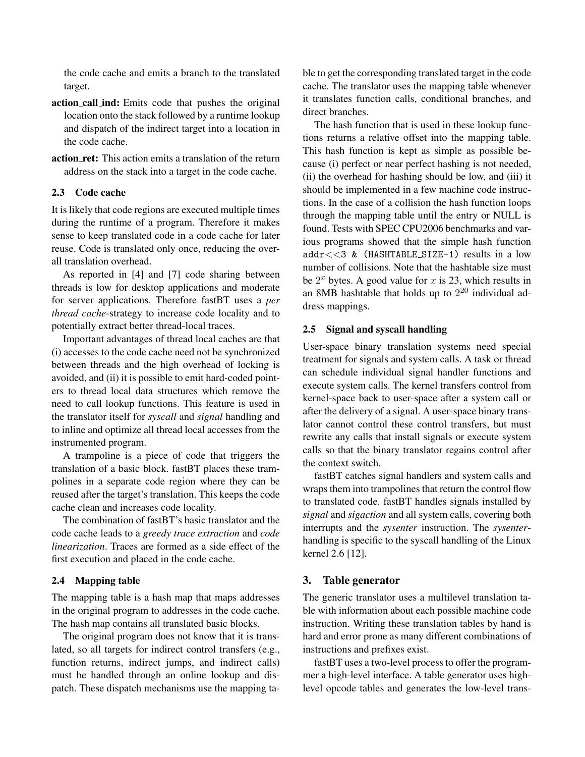the code cache and emits a branch to the translated target.

**action_call_ind:** Emits code that pushes the original location onto the stack followed by a runtime lookup and dispatch of the indirect target into a location in the code cache.

**action_ret:** This action emits a translation of the return address on the stack into a target in the code cache.

### 2.3 Code cache

It is likely that code regions are executed multiple times during the runtime of a program. Therefore it makes sense to keep translated code in a code cache for later reuse. Code is translated only once, reducing the overall translation overhead.

As reported in [4] and [7] code sharing between threads is low for desktop applications and moderate for server applications. Therefore fastBT uses a *per thread cache*-strategy to increase code locality and to potentially extract better thread-local traces.

Important advantages of thread local caches are that (i) accesses to the code cache need not be synchronized between threads and the high overhead of locking is avoided, and (ii) it is possible to emit hard-coded pointers to thread local data structures which remove the need to call lookup functions. This feature is used in the translator itself for *syscall* and *signal* handling and to inline and optimize all thread local accesses from the instrumented program.

A trampoline is a piece of code that triggers the translation of a basic block. fastBT places these trampolines in a separate code region where they can be reused after the target's translation. This keeps the code cache clean and increases code locality.

The combination of fastBT's basic translator and the code cache leads to a *greedy trace extraction* and *code linearization*. Traces are formed as a side effect of the first execution and placed in the code cache.

### 2.4 Mapping table

The mapping table is a hash map that maps addresses in the original program to addresses in the code cache. The hash map contains all translated basic blocks.

The original program does not know that it is translated, so all targets for indirect control transfers (e.g., function returns, indirect jumps, and indirect calls) must be handled through an online lookup and dispatch. These dispatch mechanisms use the mapping table to get the corresponding translated target in the code cache. The translator uses the mapping table whenever it translates function calls, conditional branches, and direct branches.

The hash function that is used in these lookup functions returns a relative offset into the mapping table. This hash function is kept as simple as possible because (i) perfect or near perfect hashing is not needed, (ii) the overhead for hashing should be low, and (iii) it should be implemented in a few machine code instructions. In the case of a collision the hash function loops through the mapping table until the entry or NULL is found. Tests with SPEC CPU2006 benchmarks and various programs showed that the simple hash function `addr<<3 & (HASHTABLE_SIZE-1)` results in a low number of collisions. Note that the hashtable size must be $2^x$ bytes. A good value for $x$ is 23, which results in an 8MB hashtable that holds up to $2^{20}$ individual address mappings.

### 2.5 Signal and syscall handling

User-space binary translation systems need special treatment for signals and system calls. A task or thread can schedule individual signal handler functions and execute system calls. The kernel transfers control from kernel-space back to user-space after a system call or after the delivery of a signal. A user-space binary translator cannot control these control transfers, but must rewrite any calls that install signals or execute system calls so that the binary translator regains control after the context switch.

fastBT catches signal handlers and system calls and wraps them into trampolines that return the control flow to translated code. fastBT handles signals installed by *signal* and *sigaction* and all system calls, covering both interrupts and the *sysenter* instruction. The *sysenter*-handling is specific to the syscall handling of the Linux kernel 2.6 [12].

## 3. Table generator

The generic translator uses a multilevel translation table with information about each possible machine code instruction. Writing these translation tables by hand is hard and error prone as many different combinations of instructions and prefixes exist.

fastBT uses a two-level process to offer the programmer a high-level interface. A table generator uses high-level opcode tables and generates the low-level trans-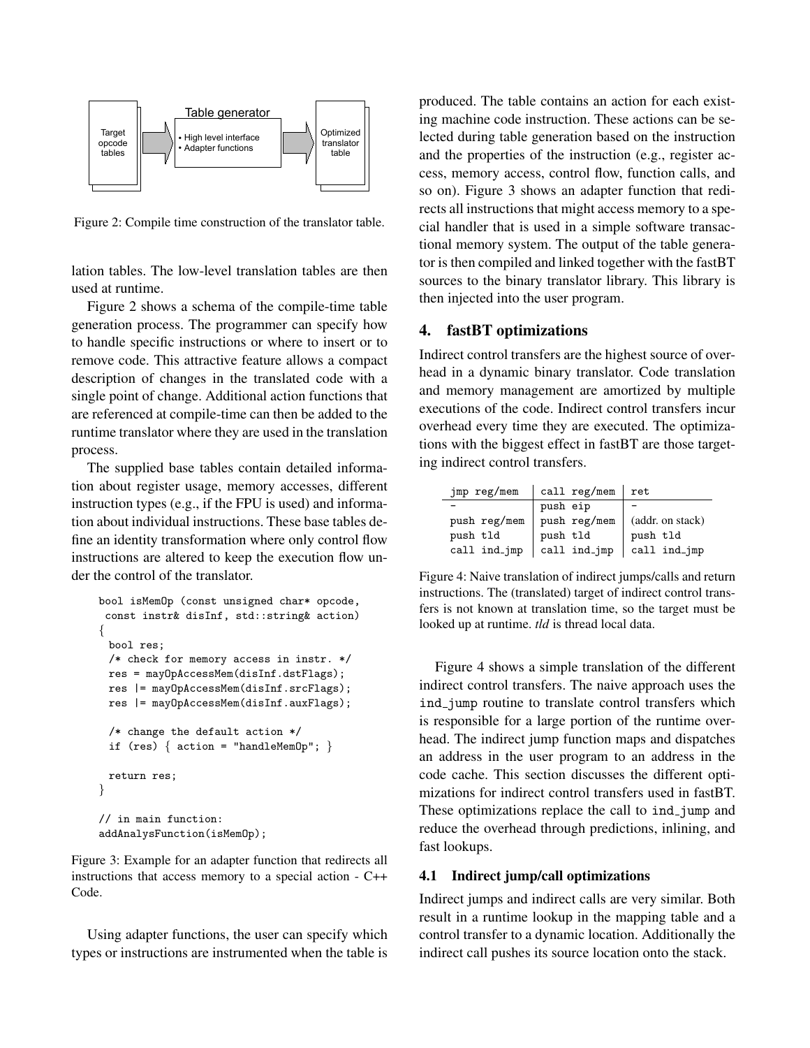Table generator

Target opcode tables → • High level interface • Adapter functions → Optimized translator table

Figure 2: Compile time construction of the translator table.

lation tables. The low-level translation tables are then used at runtime.

Figure 2 shows a schema of the compile-time table generation process. The programmer can specify how to handle specific instructions or where to insert or to remove code. This attractive feature allows a compact description of changes in the translated code with a single point of change. Additional action functions that are referenced at compile-time can then be added to the runtime translator where they are used in the translation process.

The supplied base tables contain detailed information about register usage, memory accesses, different instruction types (e.g., if the FPU is used) and information about individual instructions. These base tables define an identity transformation where only control flow instructions are altered to keep the execution flow under the control of the translator.

```
bool isMemOp (const unsigned char* opcode,
 const instr& disInf, std::string& action)
{
  bool res;
  /* check for memory access in instr. */
  res = mayOpAccessMem(disInf.dstFlags);
  res |= mayOpAccessMem(disInf.srcFlags);
  res |= mayOpAccessMem(disInf.auxFlags);

  /* change the default action */
  if (res) { action = "handleMemOp"; }

  return res;
}

// in main function:
addAnalysFunction(isMemOp);
```

Figure 3: Example for an adapter function that redirects all instructions that access memory to a special action - C++ Code.

Using adapter functions, the user can specify which types or instructions are instrumented when the table is produced. The table contains an action for each existing machine code instruction. These actions can be selected during table generation based on the instruction and the properties of the instruction (e.g., register access, memory access, control flow, function calls, and so on). Figure 3 shows an adapter function that redirects all instructions that might access memory to a special handler that is used in a simple software transactional memory system. The output of the table generator is then compiled and linked together with the fastBT sources to the binary translator library. This library is then injected into the user program.

## 4. fastBT optimizations

Indirect control transfers are the highest source of overhead in a dynamic binary translator. Code translation and memory management are amortized by multiple executions of the code. Indirect control transfers incur overhead every time they are executed. The optimizations with the biggest effect in fastBT are those targeting indirect control transfers.

| jmp reg/mem | call reg/mem | ret |
|---|---|---|
| - | push eip | - |
| push reg/mem | push reg/mem | (addr. on stack) |
| push tld | push tld | push tld |
| call ind_jmp | call ind_jmp | call ind_jmp |

Figure 4: Naive translation of indirect jumps/calls and return instructions. The (translated) target of indirect control transfers is not known at translation time, so the target must be looked up at runtime. *tld* is thread local data.

Figure 4 shows a simple translation of the different indirect control transfers. The naive approach uses the ind_jump routine to translate control transfers which is responsible for a large portion of the runtime overhead. The indirect jump function maps and dispatches an address in the user program to an address in the code cache. This section discusses the different optimizations for indirect control transfers used in fastBT. These optimizations replace the call to ind_jump and reduce the overhead through predictions, inlining, and fast lookups.

### 4.1 Indirect jump/call optimizations

Indirect jumps and indirect calls are very similar. Both result in a runtime lookup in the mapping table and a control transfer to a dynamic location. Additionally the indirect call pushes its source location onto the stack.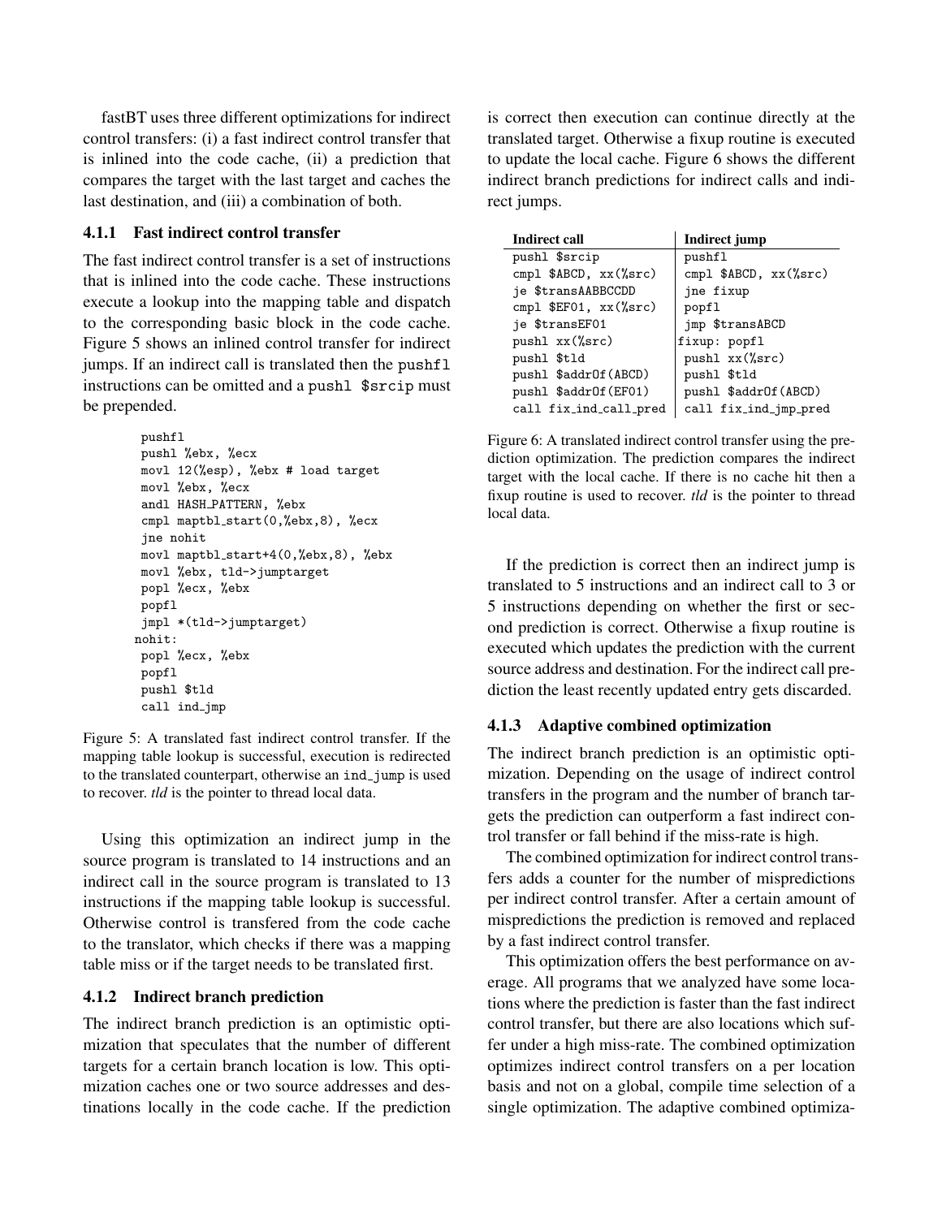fastBT uses three different optimizations for indirect control transfers: (i) a fast indirect control transfer that is inlined into the code cache, (ii) a prediction that compares the target with the last target and caches the last destination, and (iii) a combination of both.

### 4.1.1 Fast indirect control transfer

The fast indirect control transfer is a set of instructions that is inlined into the code cache. These instructions execute a lookup into the mapping table and dispatch to the corresponding basic block in the code cache. Figure 5 shows an inlined control transfer for indirect jumps. If an indirect call is translated then the `pushfl` instructions can be omitted and a `pushl $srcip` must be prepended.

```
 pushfl
 pushl %ebx, %ecx
 movl 12(%esp), %ebx # load target
 movl %ebx, %ecx
 andl HASH_PATTERN, %ebx
 cmpl maptbl_start(0,%ebx,8), %ecx
 jne nohit
 movl maptbl_start+4(0,%ebx,8), %ebx
 movl %ebx, tld->jumptarget
 popl %ecx, %ebx
 popfl
 jmpl *(tld->jumptarget)
nohit:
 popl %ecx, %ebx
 popfl
 pushl $tld
 call ind_jmp
```

Figure 5: A translated fast indirect control transfer. If the mapping table lookup is successful, execution is redirected to the translated counterpart, otherwise an ind_jump is used to recover. *tld* is the pointer to thread local data.

Using this optimization an indirect jump in the source program is translated to 14 instructions and an indirect call in the source program is translated to 13 instructions if the mapping table lookup is successful. Otherwise control is transfered from the code cache to the translator, which checks if there was a mapping table miss or if the target needs to be translated first.

### 4.1.2 Indirect branch prediction

The indirect branch prediction is an optimistic optimization that speculates that the number of different targets for a certain branch location is low. This optimization caches one or two source addresses and destinations locally in the code cache. If the prediction is correct then execution can continue directly at the translated target. Otherwise a fixup routine is executed to update the local cache. Figure 6 shows the different indirect branch predictions for indirect calls and indirect jumps.

| Indirect call | Indirect jump |
|---|---|
| `pushl $srcip` | `pushfl` |
| `cmpl $ABCD, xx(%src)` | `cmpl $ABCD, xx(%src)` |
| `je $transAABBCCDD` | `jne fixup` |
| `cmpl $EF01, xx(%src)` | `popfl` |
| `je $transEF01` | `jmp $transABCD` |
| `pushl xx(%src)` | `fixup: popfl` |
| `pushl $tld` | `pushl xx(%src)` |
| `pushl $addrOf(ABCD)` | `pushl $tld` |
| `pushl $addrOf(EF01)` | `pushl $addrOf(ABCD)` |
| `call fix_ind_call_pred` | `call fix_ind_jmp_pred` |

Figure 6: A translated indirect control transfer using the prediction optimization. The prediction compares the indirect target with the local cache. If there is no cache hit then a fixup routine is used to recover. *tld* is the pointer to thread local data.

If the prediction is correct then an indirect jump is translated to 5 instructions and an indirect call to 3 or 5 instructions depending on whether the first or second prediction is correct. Otherwise a fixup routine is executed which updates the prediction with the current source address and destination. For the indirect call prediction the least recently updated entry gets discarded.

### 4.1.3 Adaptive combined optimization

The indirect branch prediction is an optimistic optimization. Depending on the usage of indirect control transfers in the program and the number of branch targets the prediction can outperform a fast indirect control transfer or fall behind if the miss-rate is high.

The combined optimization for indirect control transfers adds a counter for the number of mispredictions per indirect control transfer. After a certain amount of mispredictions the prediction is removed and replaced by a fast indirect control transfer.

This optimization offers the best performance on average. All programs that we analyzed have some locations where the prediction is faster than the fast indirect control transfer, but there are also locations which suffer under a high miss-rate. The combined optimization optimizes indirect control transfers on a per location basis and not on a global, compile time selection of a single optimization. The adaptive combined optimiza-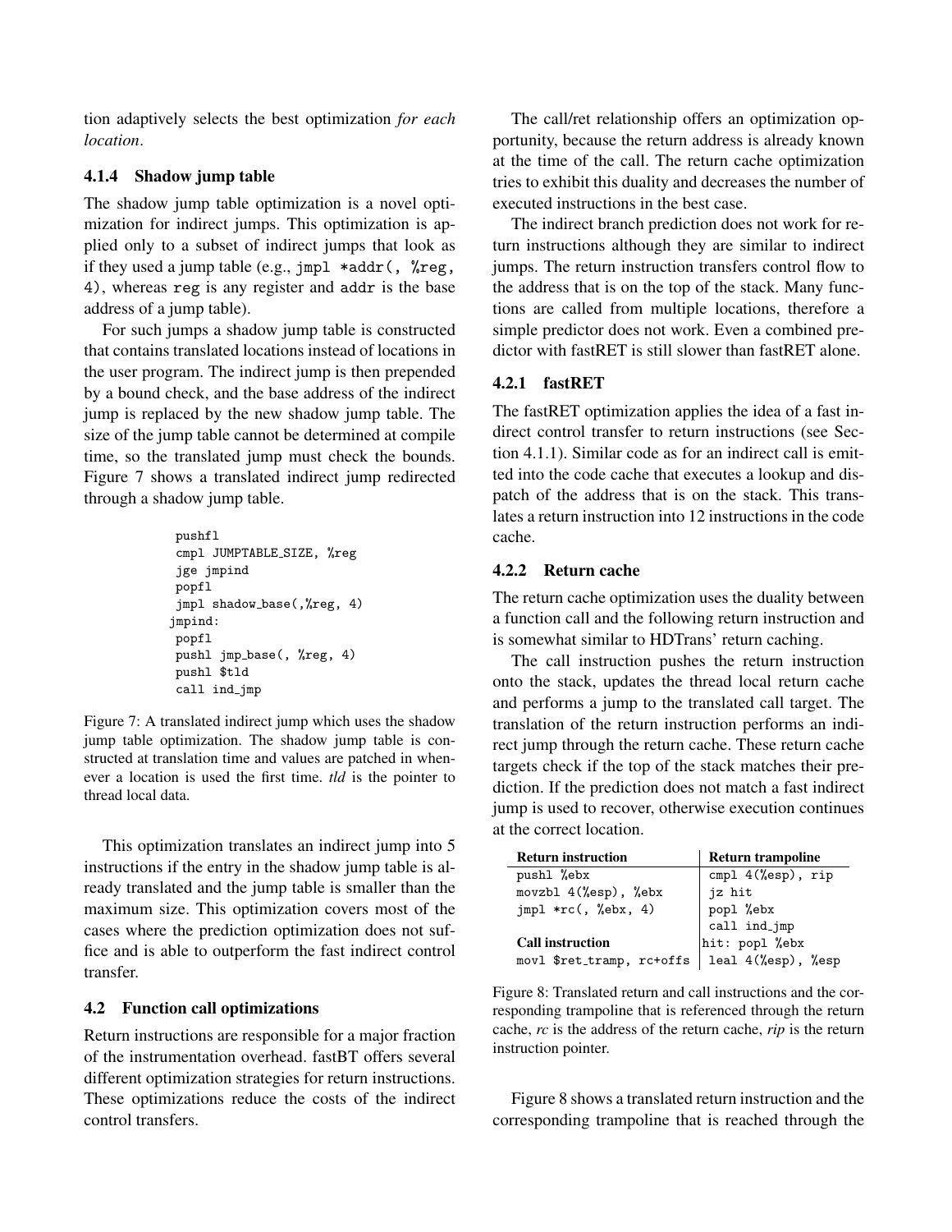tion adaptively selects the best optimization *for each location*.

#### 4.1.4 Shadow jump table

The shadow jump table optimization is a novel optimization for indirect jumps. This optimization is applied only to a subset of indirect jumps that look as if they used a jump table (e.g., `jmpl *addr(, %reg, 4)`, whereas `reg` is any register and `addr` is the base address of a jump table).

For such jumps a shadow jump table is constructed that contains translated locations instead of locations in the user program. The indirect jump is then prepended by a bound check, and the base address of the indirect jump is replaced by the new shadow jump table. The size of the jump table cannot be determined at compile time, so the translated jump must check the bounds. Figure 7 shows a translated indirect jump redirected through a shadow jump table.

```
 pushfl
 cmpl JUMPTABLE_SIZE, %reg
 jge jmpind
 popfl
 jmpl shadow_base(,%reg, 4)
jmpind:
 popfl
 pushl jmp_base(, %reg, 4)
 pushl $tld
 call ind_jmp
```

Figure 7: A translated indirect jump which uses the shadow jump table optimization. The shadow jump table is constructed at translation time and values are patched in whenever a location is used the first time. *tld* is the pointer to thread local data.

This optimization translates an indirect jump into 5 instructions if the entry in the shadow jump table is already translated and the jump table is smaller than the maximum size. This optimization covers most of the cases where the prediction optimization does not suffice and is able to outperform the fast indirect control transfer.

### 4.2 Function call optimizations

Return instructions are responsible for a major fraction of the instrumentation overhead. fastBT offers several different optimization strategies for return instructions. These optimizations reduce the costs of the indirect control transfers.

The call/ret relationship offers an optimization opportunity, because the return address is already known at the time of the call. The return cache optimization tries to exhibit this duality and decreases the number of executed instructions in the best case.

The indirect branch prediction does not work for return instructions although they are similar to indirect jumps. The return instruction transfers control flow to the address that is on the top of the stack. Many functions are called from multiple locations, therefore a simple predictor does not work. Even a combined predictor with fastRET is still slower than fastRET alone.

#### 4.2.1 fastRET

The fastRET optimization applies the idea of a fast indirect control transfer to return instructions (see Section 4.1.1). Similar code as for an indirect call is emitted into the code cache that executes a lookup and dispatch of the address that is on the stack. This translates a return instruction into 12 instructions in the code cache.

#### 4.2.2 Return cache

The return cache optimization uses the duality between a function call and the following return instruction and is somewhat similar to HDTrans' return caching.

The call instruction pushes the return instruction onto the stack, updates the thread local return cache and performs a jump to the translated call target. The translation of the return instruction performs an indirect jump through the return cache. These return cache targets check if the top of the stack matches their prediction. If the prediction does not match a fast indirect jump is used to recover, otherwise execution continues at the correct location.

| **Return instruction** | **Return trampoline** |
|---|---|
| `pushl %ebx` | `cmpl 4(%esp), rip` |
| `movzbl 4(%esp), %ebx` | `jz hit` |
| `jmpl *rc(, %ebx, 4)` | `popl %ebx` |
| | `call ind_jmp` |
| **Call instruction** | `hit: popl %ebx` |
| `movl $ret_tramp, rc+offs` | `leal 4(%esp), %esp` |

Figure 8: Translated return and call instructions and the corresponding trampoline that is referenced through the return cache, *rc* is the address of the return cache, *rip* is the return instruction pointer.

Figure 8 shows a translated return instruction and the corresponding trampoline that is reached through the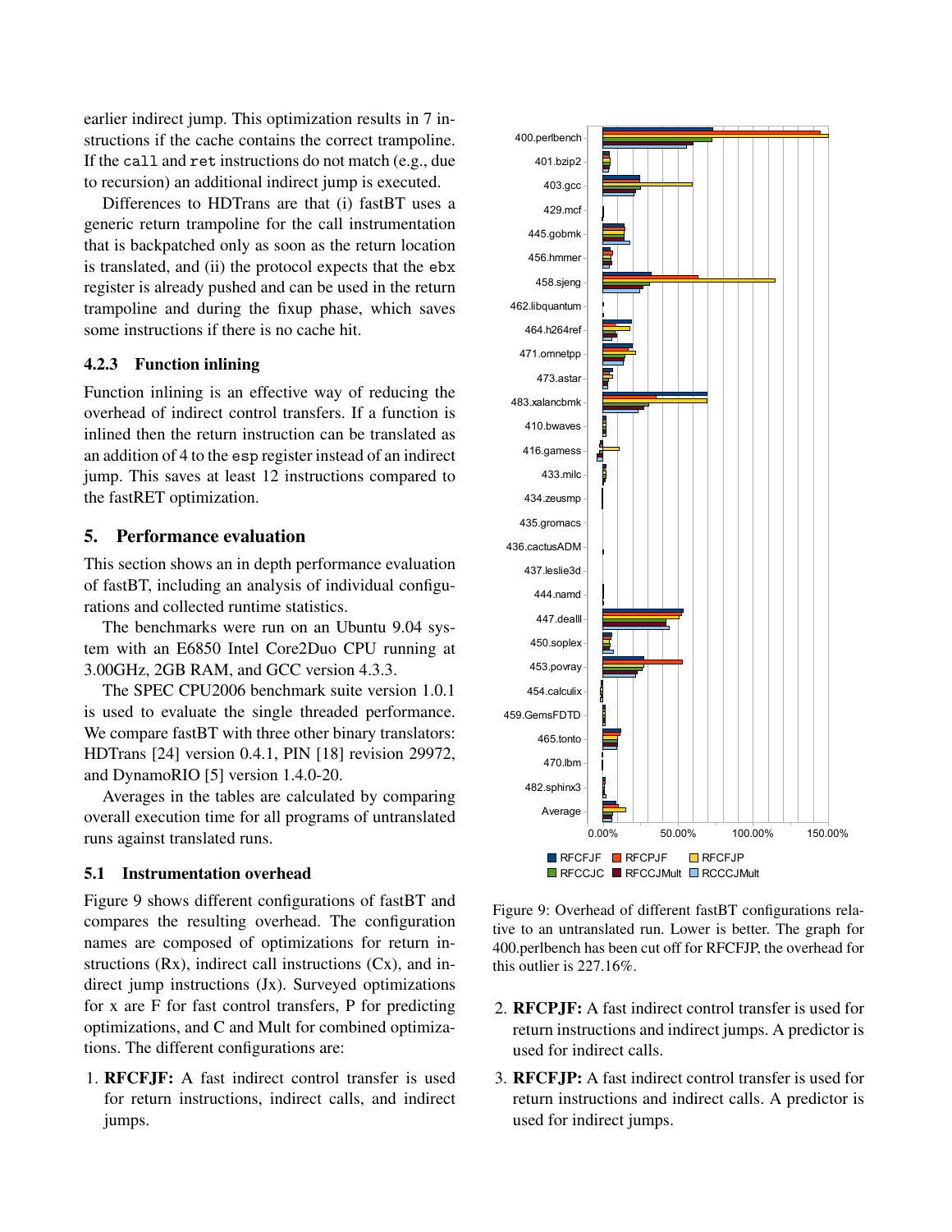earlier indirect jump. This optimization results in 7 instructions if the cache contains the correct trampoline. If the call and ret instructions do not match (e.g., due to recursion) an additional indirect jump is executed.

Differences to HDTrans are that (i) fastBT uses a generic return trampoline for the call instrumentation that is backpatched only as soon as the return location is translated, and (ii) the protocol expects that the ebx register is already pushed and can be used in the return trampoline and during the fixup phase, which saves some instructions if there is no cache hit.

### 4.2.3 Function inlining

Function inlining is an effective way of reducing the overhead of indirect control transfers. If a function is inlined then the return instruction can be translated as an addition of 4 to the esp register instead of an indirect jump. This saves at least 12 instructions compared to the fastRET optimization.

## 5. Performance evaluation

This section shows an in depth performance evaluation of fastBT, including an analysis of individual configurations and collected runtime statistics.

The benchmarks were run on an Ubuntu 9.04 system with an E6850 Intel Core2Duo CPU running at 3.00GHz, 2GB RAM, and GCC version 4.3.3.

The SPEC CPU2006 benchmark suite version 1.0.1 is used to evaluate the single threaded performance. We compare fastBT with three other binary translators: HDTrans [24] version 0.4.1, PIN [18] revision 29972, and DynamoRIO [5] version 1.4.0-20.

Averages in the tables are calculated by comparing overall execution time for all programs of untranslated runs against translated runs.

### 5.1 Instrumentation overhead

Figure 9 shows different configurations of fastBT and compares the resulting overhead. The configuration names are composed of optimizations for return instructions (Rx), indirect call instructions (Cx), and indirect jump instructions (Jx). Surveyed optimizations for x are F for fast control transfers, P for predicting optimizations, and C and Mult for combined optimizations. The different configurations are:

1. **RFCFJF:** A fast indirect control transfer is used for return instructions, indirect calls, and indirect jumps.

Figure 9: Overhead of different fastBT configurations relative to an untranslated run. Lower is better. The graph for 400.perlbench has been cut off for RFCFJP, the overhead for this outlier is 227.16%.

2. **RFCPJF:** A fast indirect control transfer is used for return instructions and indirect jumps. A predictor is used for indirect calls.
3. **RFCFJP:** A fast indirect control transfer is used for return instructions and indirect calls. A predictor is used for indirect jumps.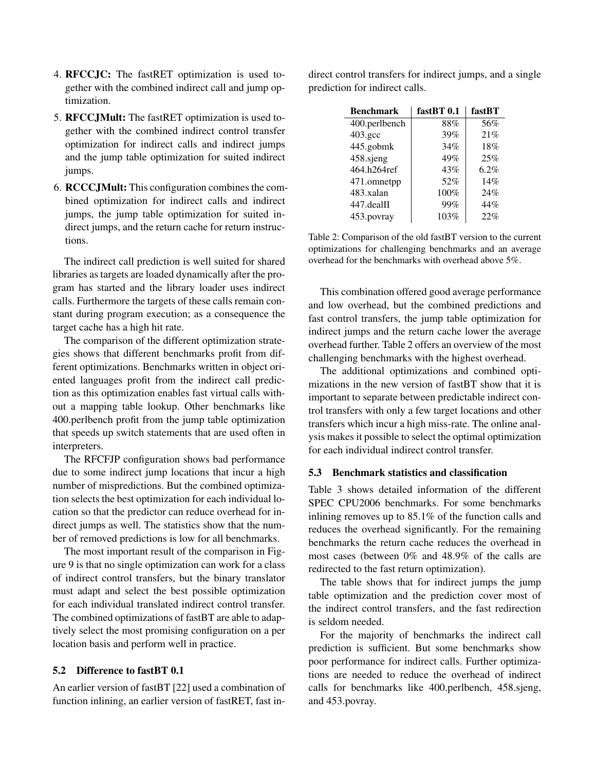4. **RFCCJC:** The fastRET optimization is used together with the combined indirect call and jump optimization.
5. **RFCCJMult:** The fastRET optimization is used together with the combined indirect control transfer optimization for indirect calls and indirect jumps and the jump table optimization for suited indirect jumps.
6. **RCCCJMult:** This configuration combines the combined optimization for indirect calls and indirect jumps, the jump table optimization for suited indirect jumps, and the return cache for return instructions.

The indirect call prediction is well suited for shared libraries as targets are loaded dynamically after the program has started and the library loader uses indirect calls. Furthermore the targets of these calls remain constant during program execution; as a consequence the target cache has a high hit rate.

The comparison of the different optimization strategies shows that different benchmarks profit from different optimizations. Benchmarks written in object oriented languages profit from the indirect call prediction as this optimization enables fast virtual calls without a mapping table lookup. Other benchmarks like 400.perlbench profit from the jump table optimization that speeds up switch statements that are used often in interpreters.

The RFCFJP configuration shows bad performance due to some indirect jump locations that incur a high number of mispredictions. But the combined optimization selects the best optimization for each individual location so that the predictor can reduce overhead for indirect jumps as well. The statistics show that the number of removed predictions is low for all benchmarks.

The most important result of the comparison in Figure 9 is that no single optimization can work for a class of indirect control transfers, but the binary translator must adapt and select the best possible optimization for each individual translated indirect control transfer. The combined optimizations of fastBT are able to adaptively select the most promising configuration on a per location basis and perform well in practice.

### 5.2 Difference to fastBT 0.1

An earlier version of fastBT [22] used a combination of function inlining, an earlier version of fastRET, fast indirect control transfers for indirect jumps, and a single prediction for indirect calls.

| Benchmark | fastBT 0.1 | fastBT |
|---|---|---|
| 400.perlbench | 88% | 56% |
| 403.gcc | 39% | 21% |
| 445.gobmk | 34% | 18% |
| 458.sjeng | 49% | 25% |
| 464.h264ref | 43% | 6.2% |
| 471.omnetpp | 52% | 14% |
| 483.xalan | 100% | 24% |
| 447.dealII | 99% | 44% |
| 453.povray | 103% | 22% |

Table 2: Comparison of the old fastBT version to the current optimizations for challenging benchmarks and an average overhead for the benchmarks with overhead above 5%.

This combination offered good average performance and low overhead, but the combined predictions and fast control transfers, the jump table optimization for indirect jumps and the return cache lower the average overhead further. Table 2 offers an overview of the most challenging benchmarks with the highest overhead.

The additional optimizations and combined optimizations in the new version of fastBT show that it is important to separate between predictable indirect control transfers with only a few target locations and other transfers which incur a high miss-rate. The online analysis makes it possible to select the optimal optimization for each individual indirect control transfer.

### 5.3 Benchmark statistics and classification

Table 3 shows detailed information of the different SPEC CPU2006 benchmarks. For some benchmarks inlining removes up to 85.1% of the function calls and reduces the overhead significantly. For the remaining benchmarks the return cache reduces the overhead in most cases (between 0% and 48.9% of the calls are redirected to the fast return optimization).

The table shows that for indirect jumps the jump table optimization and the prediction cover most of the indirect control transfers, and the fast redirection is seldom needed.

For the majority of benchmarks the indirect call prediction is sufficient. But some benchmarks show poor performance for indirect calls. Further optimizations are needed to reduce the overhead of indirect calls for benchmarks like 400.perlbench, 458.sjeng, and 453.povray.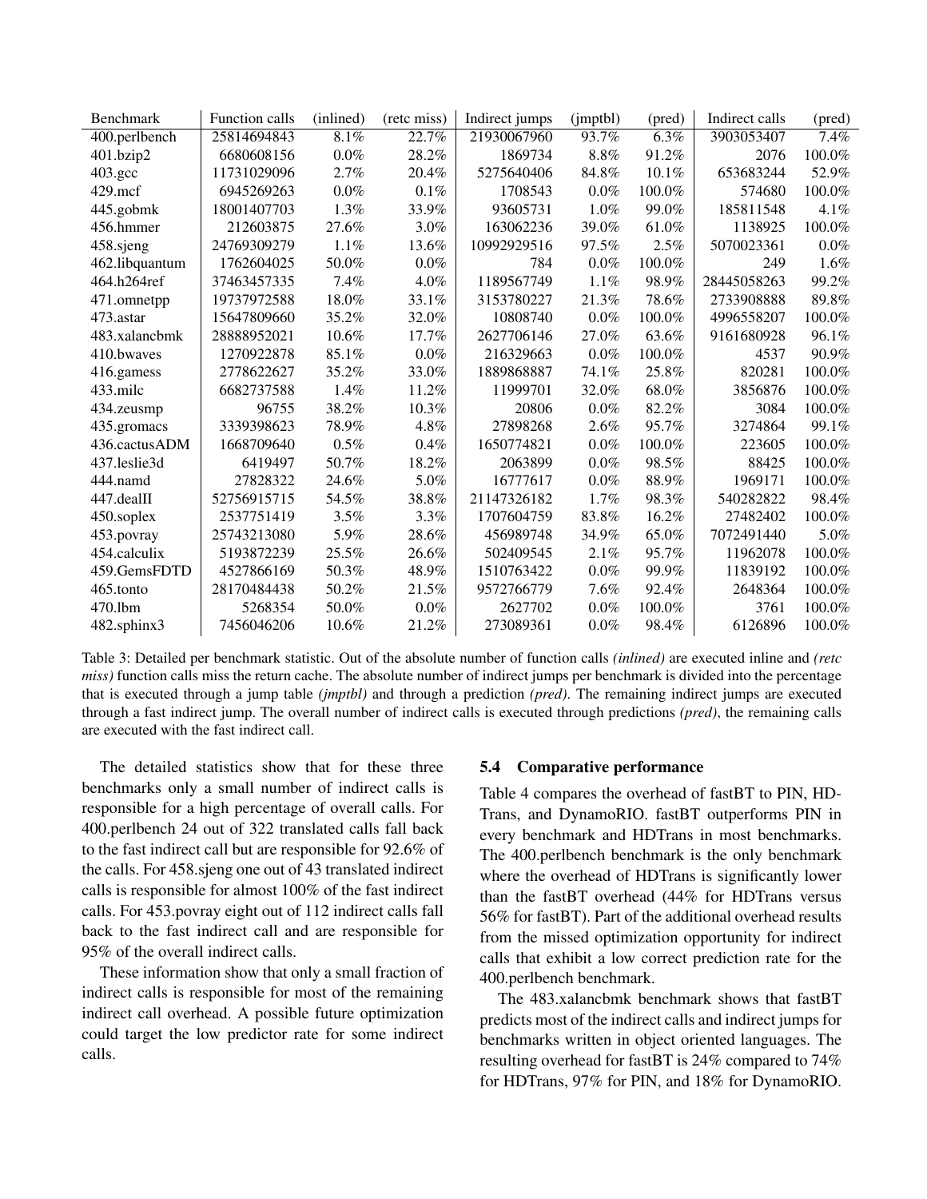| Benchmark | Function calls | (inlined) | (retc miss) | Indirect jumps | (jmptbl) | (pred) | Indirect calls | (pred) |
|---|---|---|---|---|---|---|---|---|
| 400.perlbench | 25814694843 | 8.1% | 22.7% | 21930067960 | 93.7% | 6.3% | 3903053407 | 7.4% |
| 401.bzip2 | 6680608156 | 0.0% | 28.2% | 1869734 | 8.8% | 91.2% | 2076 | 100.0% |
| 403.gcc | 11731029096 | 2.7% | 20.4% | 5275640406 | 84.8% | 10.1% | 653683244 | 52.9% |
| 429.mcf | 6945269263 | 0.0% | 0.1% | 1708543 | 0.0% | 100.0% | 574680 | 100.0% |
| 445.gobmk | 18001407703 | 1.3% | 33.9% | 93605731 | 1.0% | 99.0% | 185811548 | 4.1% |
| 456.hmmer | 212603875 | 27.6% | 3.0% | 163062236 | 39.0% | 61.0% | 1138925 | 100.0% |
| 458.sjeng | 24769309279 | 1.1% | 13.6% | 10992929516 | 97.5% | 2.5% | 5070023361 | 0.0% |
| 462.libquantum | 1762604025 | 50.0% | 0.0% | 784 | 0.0% | 100.0% | 249 | 1.6% |
| 464.h264ref | 37463457335 | 7.4% | 4.0% | 1189567749 | 1.1% | 98.9% | 28445058263 | 99.2% |
| 471.omnetpp | 19737972588 | 18.0% | 33.1% | 3153780227 | 21.3% | 78.6% | 2733908888 | 89.8% |
| 473.astar | 15647809660 | 35.2% | 32.0% | 10808740 | 0.0% | 100.0% | 4996558207 | 100.0% |
| 483.xalancbmk | 28888952021 | 10.6% | 17.7% | 2627706146 | 27.0% | 63.6% | 9161680928 | 96.1% |
| 410.bwaves | 1270922878 | 85.1% | 0.0% | 216329663 | 0.0% | 100.0% | 4537 | 90.9% |
| 416.gamess | 2778622627 | 35.2% | 33.0% | 1889868887 | 74.1% | 25.8% | 820281 | 100.0% |
| 433.milc | 6682737588 | 1.4% | 11.2% | 11999701 | 32.0% | 68.0% | 3856876 | 100.0% |
| 434.zeusmp | 96755 | 38.2% | 10.3% | 20806 | 0.0% | 82.2% | 3084 | 100.0% |
| 435.gromacs | 3339398623 | 78.9% | 4.8% | 27898268 | 2.6% | 95.7% | 3274864 | 99.1% |
| 436.cactusADM | 1668709640 | 0.5% | 0.4% | 1650774821 | 0.0% | 100.0% | 223605 | 100.0% |
| 437.leslie3d | 6419497 | 50.7% | 18.2% | 2063899 | 0.0% | 98.5% | 88425 | 100.0% |
| 444.namd | 27828322 | 24.6% | 5.0% | 16777617 | 0.0% | 88.9% | 1969171 | 100.0% |
| 447.dealII | 52756915715 | 54.5% | 38.8% | 21147326182 | 1.7% | 98.3% | 540282822 | 98.4% |
| 450.soplex | 2537751419 | 3.5% | 3.3% | 1707604759 | 83.8% | 16.2% | 27482402 | 100.0% |
| 453.povray | 25743213080 | 5.9% | 28.6% | 456989748 | 34.9% | 65.0% | 7072491440 | 5.0% |
| 454.calculix | 5193872239 | 25.5% | 26.6% | 502409545 | 2.1% | 95.7% | 11962078 | 100.0% |
| 459.GemsFDTD | 4527866169 | 50.3% | 48.9% | 1510763422 | 0.0% | 99.9% | 11839192 | 100.0% |
| 465.tonto | 28170484438 | 50.2% | 21.5% | 9572766779 | 7.6% | 92.4% | 2648364 | 100.0% |
| 470.lbm | 5268354 | 50.0% | 0.0% | 2627702 | 0.0% | 100.0% | 3761 | 100.0% |
| 482.sphinx3 | 7456046206 | 10.6% | 21.2% | 273089361 | 0.0% | 98.4% | 6126896 | 100.0% |

Table 3: Detailed per benchmark statistic. Out of the absolute number of function calls *(inlined)* are executed inline and *(retc miss)* function calls miss the return cache. The absolute number of indirect jumps per benchmark is divided into the percentage that is executed through a jump table *(jmptbl)* and through a prediction *(pred)*. The remaining indirect jumps are executed through a fast indirect jump. The overall number of indirect calls is executed through predictions *(pred)*, the remaining calls are executed with the fast indirect call.

The detailed statistics show that for these three benchmarks only a small number of indirect calls is responsible for a high percentage of overall calls. For 400.perlbench 24 out of 322 translated calls fall back to the fast indirect call but are responsible for 92.6% of the calls. For 458.sjeng one out of 43 translated indirect calls is responsible for almost 100% of the fast indirect calls. For 453.povray eight out of 112 indirect calls fall back to the fast indirect call and are responsible for 95% of the overall indirect calls.

These information show that only a small fraction of indirect calls is responsible for most of the remaining indirect call overhead. A possible future optimization could target the low predictor rate for some indirect calls.

### 5.4 Comparative performance

Table 4 compares the overhead of fastBT to PIN, HDTrans, and DynamoRIO. fastBT outperforms PIN in every benchmark and HDTrans in most benchmarks. The 400.perlbench benchmark is the only benchmark where the overhead of HDTrans is significantly lower than the fastBT overhead (44% for HDTrans versus 56% for fastBT). Part of the additional overhead results from the missed optimization opportunity for indirect calls that exhibit a low correct prediction rate for the 400.perlbench benchmark.

The 483.xalancbmk benchmark shows that fastBT predicts most of the indirect calls and indirect jumps for benchmarks written in object oriented languages. The resulting overhead for fastBT is 24% compared to 74% for HDTrans, 97% for PIN, and 18% for DynamoRIO.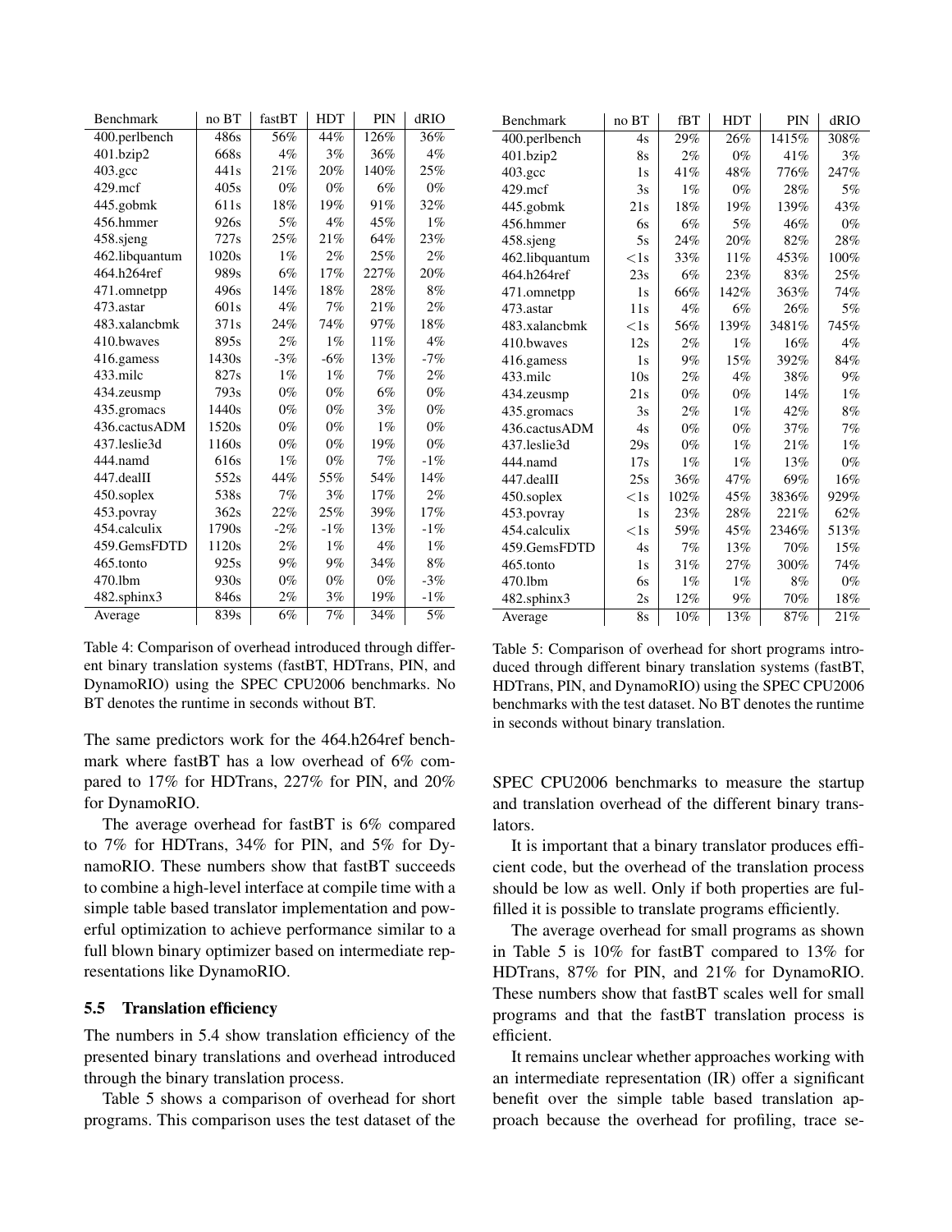| Benchmark | no BT | fastBT | HDT | PIN | dRIO |
|---|---|---|---|---|---|
| 400.perlbench | 486s | 56% | 44% | 126% | 36% |
| 401.bzip2 | 668s | 4% | 3% | 36% | 4% |
| 403.gcc | 441s | 21% | 20% | 140% | 25% |
| 429.mcf | 405s | 0% | 0% | 6% | 0% |
| 445.gobmk | 611s | 18% | 19% | 91% | 32% |
| 456.hmmer | 926s | 5% | 4% | 45% | 1% |
| 458.sjeng | 727s | 25% | 21% | 64% | 23% |
| 462.libquantum | 1020s | 1% | 2% | 25% | 2% |
| 464.h264ref | 989s | 6% | 17% | 227% | 20% |
| 471.omnetpp | 496s | 14% | 18% | 28% | 8% |
| 473.astar | 601s | 4% | 7% | 21% | 2% |
| 483.xalancbmk | 371s | 24% | 74% | 97% | 18% |
| 410.bwaves | 895s | 2% | 1% | 11% | 4% |
| 416.gamess | 1430s | -3% | -6% | 13% | -7% |
| 433.milc | 827s | 1% | 1% | 7% | 2% |
| 434.zeusmp | 793s | 0% | 0% | 6% | 0% |
| 435.gromacs | 1440s | 0% | 0% | 3% | 0% |
| 436.cactusADM | 1520s | 0% | 0% | 1% | 0% |
| 437.leslie3d | 1160s | 0% | 0% | 19% | 0% |
| 444.namd | 616s | 1% | 0% | 7% | -1% |
| 447.dealII | 552s | 44% | 55% | 54% | 14% |
| 450.soplex | 538s | 7% | 3% | 17% | 2% |
| 453.povray | 362s | 22% | 25% | 39% | 17% |
| 454.calculix | 1790s | -2% | -1% | 13% | -1% |
| 459.GemsFDTD | 1120s | 2% | 1% | 4% | 1% |
| 465.tonto | 925s | 9% | 9% | 34% | 8% |
| 470.lbm | 930s | 0% | 0% | 0% | -3% |
| 482.sphinx3 | 846s | 2% | 3% | 19% | -1% |
| Average | 839s | 6% | 7% | 34% | 5% |

Table 4: Comparison of overhead introduced through different binary translation systems (fastBT, HDTrans, PIN, and DynamoRIO) using the SPEC CPU2006 benchmarks. No BT denotes the runtime in seconds without BT.

The same predictors work for the 464.h264ref benchmark where fastBT has a low overhead of 6% compared to 17% for HDTrans, 227% for PIN, and 20% for DynamoRIO.

The average overhead for fastBT is 6% compared to 7% for HDTrans, 34% for PIN, and 5% for DynamoRIO. These numbers show that fastBT succeeds to combine a high-level interface at compile time with a simple table based translator implementation and powerful optimization to achieve performance similar to a full blown binary optimizer based on intermediate representations like DynamoRIO.

### 5.5 Translation efficiency

The numbers in 5.4 show translation efficiency of the presented binary translations and overhead introduced through the binary translation process.

Table 5 shows a comparison of overhead for short programs. This comparison uses the test dataset of the SPEC CPU2006 benchmarks to measure the startup and translation overhead of the different binary translators.

| Benchmark | no BT | fBT | HDT | PIN | dRIO |
|---|---|---|---|---|---|
| 400.perlbench | 4s | 29% | 26% | 1415% | 308% |
| 401.bzip2 | 8s | 2% | 0% | 41% | 3% |
| 403.gcc | 1s | 41% | 48% | 776% | 247% |
| 429.mcf | 3s | 1% | 0% | 28% | 5% |
| 445.gobmk | 21s | 18% | 19% | 139% | 43% |
| 456.hmmer | 6s | 6% | 5% | 46% | 0% |
| 458.sjeng | 5s | 24% | 20% | 82% | 28% |
| 462.libquantum | <1s | 33% | 11% | 453% | 100% |
| 464.h264ref | 23s | 6% | 23% | 83% | 25% |
| 471.omnetpp | 1s | 66% | 142% | 363% | 74% |
| 473.astar | 11s | 4% | 6% | 26% | 5% |
| 483.xalancbmk | <1s | 56% | 139% | 3481% | 745% |
| 410.bwaves | 12s | 2% | 1% | 16% | 4% |
| 416.gamess | 1s | 9% | 15% | 392% | 84% |
| 433.milc | 10s | 2% | 4% | 38% | 9% |
| 434.zeusmp | 21s | 0% | 0% | 14% | 1% |
| 435.gromacs | 3s | 2% | 1% | 42% | 8% |
| 436.cactusADM | 4s | 0% | 0% | 37% | 7% |
| 437.leslie3d | 29s | 0% | 1% | 21% | 1% |
| 444.namd | 17s | 1% | 1% | 13% | 0% |
| 447.dealII | 25s | 36% | 47% | 69% | 16% |
| 450.soplex | <1s | 102% | 45% | 3836% | 929% |
| 453.povray | 1s | 23% | 28% | 221% | 62% |
| 454.calculix | <1s | 59% | 45% | 2346% | 513% |
| 459.GemsFDTD | 4s | 7% | 13% | 70% | 15% |
| 465.tonto | 1s | 31% | 27% | 300% | 74% |
| 470.lbm | 6s | 1% | 1% | 8% | 0% |
| 482.sphinx3 | 2s | 12% | 9% | 70% | 18% |
| Average | 8s | 10% | 13% | 87% | 21% |

Table 5: Comparison of overhead for short programs introduced through different binary translation systems (fastBT, HDTrans, PIN, and DynamoRIO) using the SPEC CPU2006 benchmarks with the test dataset. No BT denotes the runtime in seconds without binary translation.

It is important that a binary translator produces efficient code, but the overhead of the translation process should be low as well. Only if both properties are fulfilled it is possible to translate programs efficiently.

The average overhead for small programs as shown in Table 5 is 10% for fastBT compared to 13% for HDTrans, 87% for PIN, and 21% for DynamoRIO. These numbers show that fastBT scales well for small programs and that the fastBT translation process is efficient.

It remains unclear whether approaches working with an intermediate representation (IR) offer a significant benefit over the simple table based translation approach because the overhead for profiling, trace se-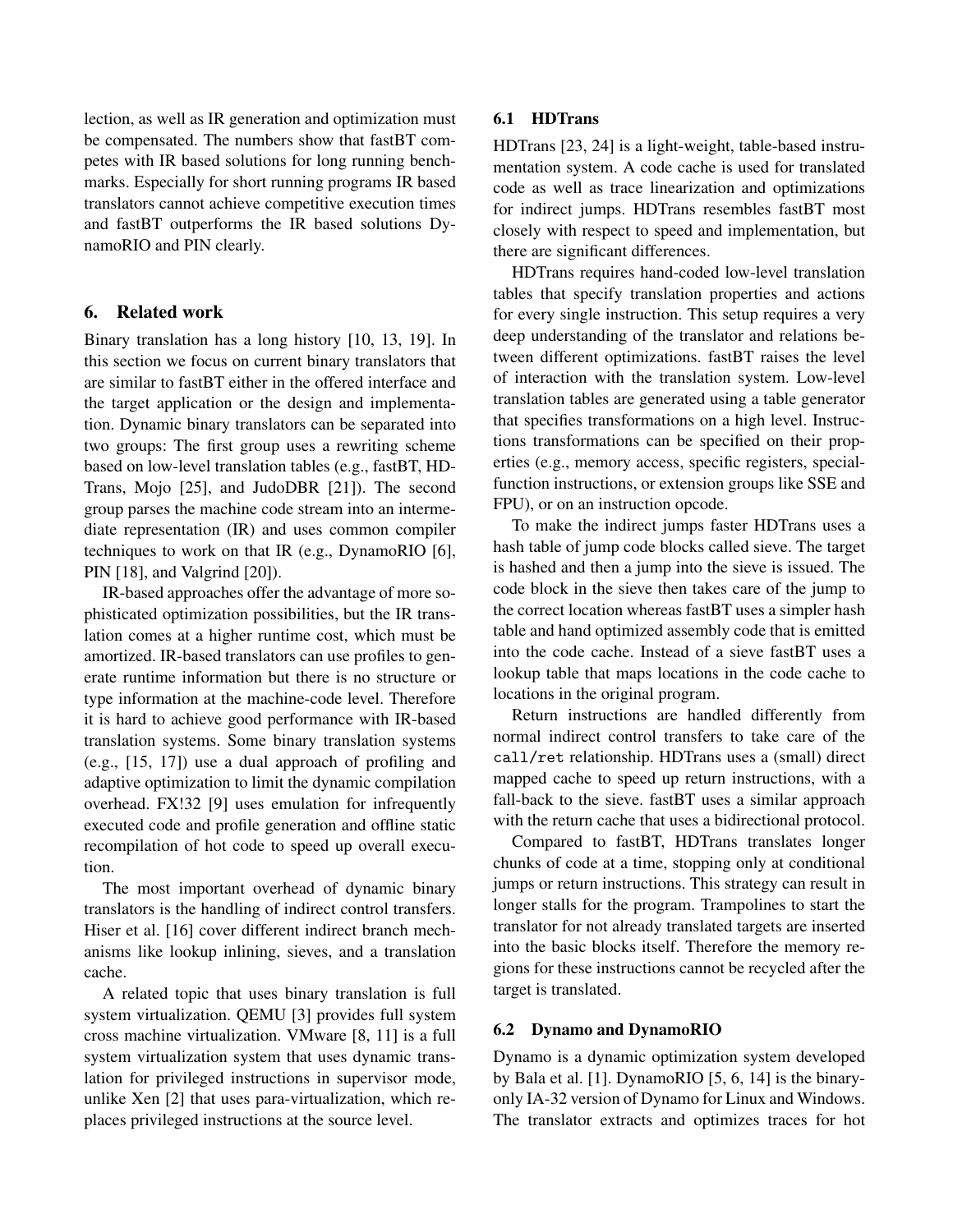lection, as well as IR generation and optimization must be compensated. The numbers show that fastBT competes with IR based solutions for long running benchmarks. Especially for short running programs IR based translators cannot achieve competitive execution times and fastBT outperforms the IR based solutions DynamoRIO and PIN clearly.

## 6. Related work

Binary translation has a long history [10, 13, 19]. In this section we focus on current binary translators that are similar to fastBT either in the offered interface and the target application or the design and implementation. Dynamic binary translators can be separated into two groups: The first group uses a rewriting scheme based on low-level translation tables (e.g., fastBT, HDTrans, Mojo [25], and JudoDBR [21]). The second group parses the machine code stream into an intermediate representation (IR) and uses common compiler techniques to work on that IR (e.g., DynamoRIO [6], PIN [18], and Valgrind [20]).

IR-based approaches offer the advantage of more sophisticated optimization possibilities, but the IR translation comes at a higher runtime cost, which must be amortized. IR-based translators can use profiles to generate runtime information but there is no structure or type information at the machine-code level. Therefore it is hard to achieve good performance with IR-based translation systems. Some binary translation systems (e.g., [15, 17]) use a dual approach of profiling and adaptive optimization to limit the dynamic compilation overhead. FX!32 [9] uses emulation for infrequently executed code and profile generation and offline static recompilation of hot code to speed up overall execution.

The most important overhead of dynamic binary translators is the handling of indirect control transfers. Hiser et al. [16] cover different indirect branch mechanisms like lookup inlining, sieves, and a translation cache.

A related topic that uses binary translation is full system virtualization. QEMU [3] provides full system cross machine virtualization. VMware [8, 11] is a full system virtualization system that uses dynamic translation for privileged instructions in supervisor mode, unlike Xen [2] that uses para-virtualization, which replaces privileged instructions at the source level.

### 6.1 HDTrans

HDTrans [23, 24] is a light-weight, table-based instrumentation system. A code cache is used for translated code as well as trace linearization and optimizations for indirect jumps. HDTrans resembles fastBT most closely with respect to speed and implementation, but there are significant differences.

HDTrans requires hand-coded low-level translation tables that specify translation properties and actions for every single instruction. This setup requires a very deep understanding of the translator and relations between different optimizations. fastBT raises the level of interaction with the translation system. Low-level translation tables are generated using a table generator that specifies transformations on a high level. Instructions transformations can be specified on their properties (e.g., memory access, specific registers, special-function instructions, or extension groups like SSE and FPU), or on an instruction opcode.

To make the indirect jumps faster HDTrans uses a hash table of jump code blocks called sieve. The target is hashed and then a jump into the sieve is issued. The code block in the sieve then takes care of the jump to the correct location whereas fastBT uses a simpler hash table and hand optimized assembly code that is emitted into the code cache. Instead of a sieve fastBT uses a lookup table that maps locations in the code cache to locations in the original program.

Return instructions are handled differently from normal indirect control transfers to take care of the `call/ret` relationship. HDTrans uses a (small) direct mapped cache to speed up return instructions, with a fall-back to the sieve. fastBT uses a similar approach with the return cache that uses a bidirectional protocol.

Compared to fastBT, HDTrans translates longer chunks of code at a time, stopping only at conditional jumps or return instructions. This strategy can result in longer stalls for the program. Trampolines to start the translator for not already translated targets are inserted into the basic blocks itself. Therefore the memory regions for these instructions cannot be recycled after the target is translated.

### 6.2 Dynamo and DynamoRIO

Dynamo is a dynamic optimization system developed by Bala et al. [1]. DynamoRIO [5, 6, 14] is the binary-only IA-32 version of Dynamo for Linux and Windows. The translator extracts and optimizes traces for hot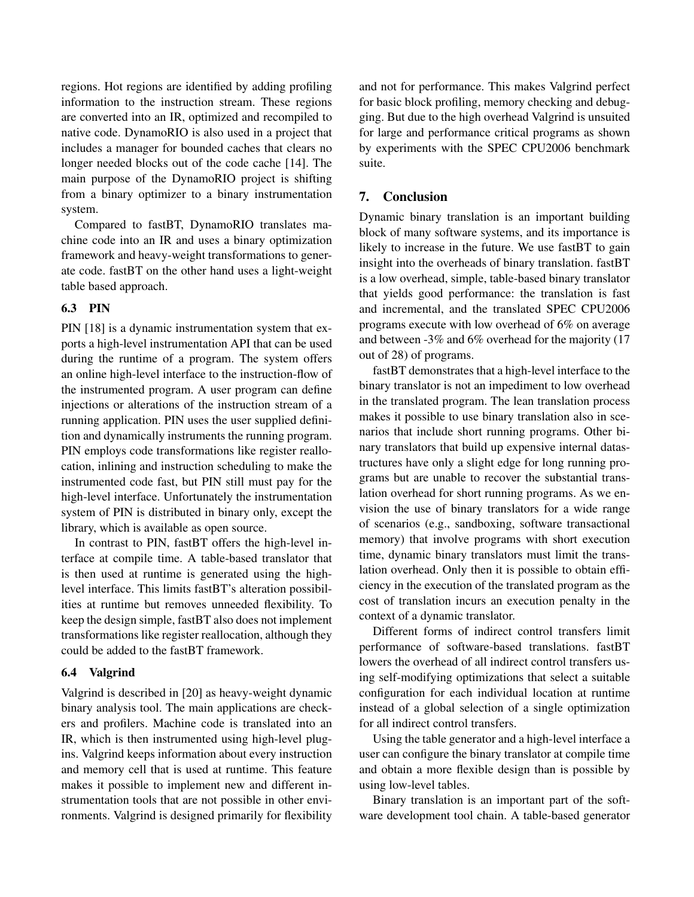regions. Hot regions are identified by adding profiling information to the instruction stream. These regions are converted into an IR, optimized and recompiled to native code. DynamoRIO is also used in a project that includes a manager for bounded caches that clears no longer needed blocks out of the code cache [14]. The main purpose of the DynamoRIO project is shifting from a binary optimizer to a binary instrumentation system.

Compared to fastBT, DynamoRIO translates machine code into an IR and uses a binary optimization framework and heavy-weight transformations to generate code. fastBT on the other hand uses a light-weight table based approach.

### 6.3 PIN

PIN [18] is a dynamic instrumentation system that exports a high-level instrumentation API that can be used during the runtime of a program. The system offers an online high-level interface to the instruction-flow of the instrumented program. A user program can define injections or alterations of the instruction stream of a running application. PIN uses the user supplied definition and dynamically instruments the running program. PIN employs code transformations like register reallocation, inlining and instruction scheduling to make the instrumented code fast, but PIN still must pay for the high-level interface. Unfortunately the instrumentation system of PIN is distributed in binary only, except the library, which is available as open source.

In contrast to PIN, fastBT offers the high-level interface at compile time. A table-based translator that is then used at runtime is generated using the high-level interface. This limits fastBT's alteration possibilities at runtime but removes unneeded flexibility. To keep the design simple, fastBT also does not implement transformations like register reallocation, although they could be added to the fastBT framework.

### 6.4 Valgrind

Valgrind is described in [20] as heavy-weight dynamic binary analysis tool. The main applications are checkers and profilers. Machine code is translated into an IR, which is then instrumented using high-level plugins. Valgrind keeps information about every instruction and memory cell that is used at runtime. This feature makes it possible to implement new and different instrumentation tools that are not possible in other environments. Valgrind is designed primarily for flexibility and not for performance. This makes Valgrind perfect for basic block profiling, memory checking and debugging. But due to the high overhead Valgrind is unsuited for large and performance critical programs as shown by experiments with the SPEC CPU2006 benchmark suite.

## 7. Conclusion

Dynamic binary translation is an important building block of many software systems, and its importance is likely to increase in the future. We use fastBT to gain insight into the overheads of binary translation. fastBT is a low overhead, simple, table-based binary translator that yields good performance: the translation is fast and incremental, and the translated SPEC CPU2006 programs execute with low overhead of 6% on average and between -3% and 6% overhead for the majority (17 out of 28) of programs.

fastBT demonstrates that a high-level interface to the binary translator is not an impediment to low overhead in the translated program. The lean translation process makes it possible to use binary translation also in scenarios that include short running programs. Other binary translators that build up expensive internal datastructures have only a slight edge for long running programs but are unable to recover the substantial translation overhead for short running programs. As we envision the use of binary translators for a wide range of scenarios (e.g., sandboxing, software transactional memory) that involve programs with short execution time, dynamic binary translators must limit the translation overhead. Only then it is possible to obtain efficiency in the execution of the translated program as the cost of translation incurs an execution penalty in the context of a dynamic translator.

Different forms of indirect control transfers limit performance of software-based translations. fastBT lowers the overhead of all indirect control transfers using self-modifying optimizations that select a suitable configuration for each individual location at runtime instead of a global selection of a single optimization for all indirect control transfers.

Using the table generator and a high-level interface a user can configure the binary translator at compile time and obtain a more flexible design than is possible by using low-level tables.

Binary translation is an important part of the software development tool chain. A table-based generator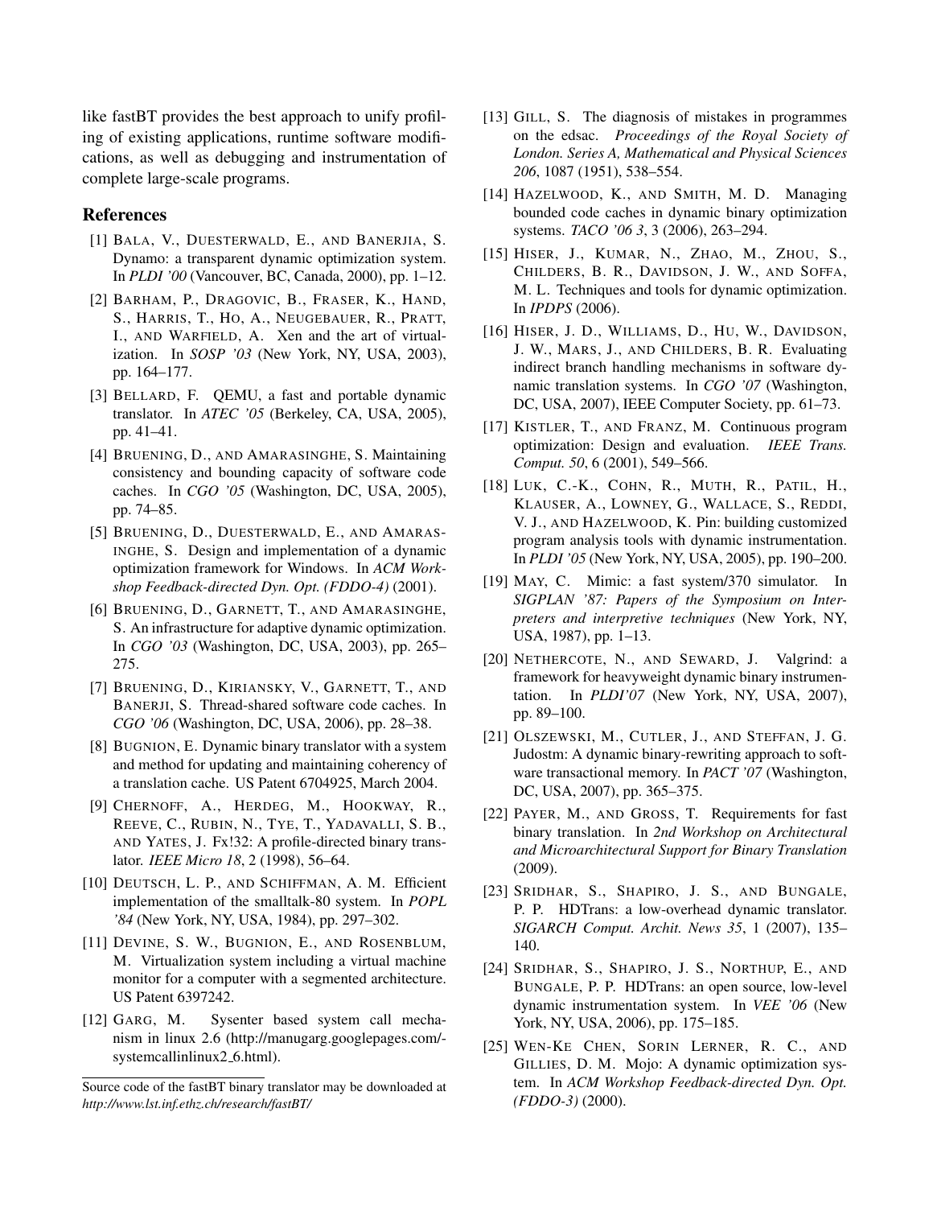like fastBT provides the best approach to unify profiling of existing applications, runtime software modifications, as well as debugging and instrumentation of complete large-scale programs.

## References

[1] BALA, V., DUESTERWALD, E., AND BANERJIA, S. Dynamo: a transparent dynamic optimization system. In *PLDI '00* (Vancouver, BC, Canada, 2000), pp. 1–12.

[2] BARHAM, P., DRAGOVIC, B., FRASER, K., HAND, S., HARRIS, T., HO, A., NEUGEBAUER, R., PRATT, I., AND WARFIELD, A. Xen and the art of virtualization. In *SOSP '03* (New York, NY, USA, 2003), pp. 164–177.

[3] BELLARD, F. QEMU, a fast and portable dynamic translator. In *ATEC '05* (Berkeley, CA, USA, 2005), pp. 41–41.

[4] BRUENING, D., AND AMARASINGHE, S. Maintaining consistency and bounding capacity of software code caches. In *CGO '05* (Washington, DC, USA, 2005), pp. 74–85.

[5] BRUENING, D., DUESTERWALD, E., AND AMARASINGHE, S. Design and implementation of a dynamic optimization framework for Windows. In *ACM Workshop Feedback-directed Dyn. Opt. (FDDO-4)* (2001).

[6] BRUENING, D., GARNETT, T., AND AMARASINGHE, S. An infrastructure for adaptive dynamic optimization. In *CGO '03* (Washington, DC, USA, 2003), pp. 265–275.

[7] BRUENING, D., KIRIANSKY, V., GARNETT, T., AND BANERJI, S. Thread-shared software code caches. In *CGO '06* (Washington, DC, USA, 2006), pp. 28–38.

[8] BUGNION, E. Dynamic binary translator with a system and method for updating and maintaining coherency of a translation cache. US Patent 6704925, March 2004.

[9] CHERNOFF, A., HERDEG, M., HOOKWAY, R., REEVE, C., RUBIN, N., TYE, T., YADAVALLI, S. B., AND YATES, J. Fx!32: A profile-directed binary translator. *IEEE Micro 18*, 2 (1998), 56–64.

[10] DEUTSCH, L. P., AND SCHIFFMAN, A. M. Efficient implementation of the smalltalk-80 system. In *POPL '84* (New York, NY, USA, 1984), pp. 297–302.

[11] DEVINE, S. W., BUGNION, E., AND ROSENBLUM, M. Virtualization system including a virtual machine monitor for a computer with a segmented architecture. US Patent 6397242.

[12] GARG, M. Sysenter based system call mechanism in linux 2.6 (http://manugarg.googlepages.com/-systemcallinlinux2_6.html).

[13] GILL, S. The diagnosis of mistakes in programmes on the edsac. *Proceedings of the Royal Society of London. Series A, Mathematical and Physical Sciences 206*, 1087 (1951), 538–554.

[14] HAZELWOOD, K., AND SMITH, M. D. Managing bounded code caches in dynamic binary optimization systems. *TACO '06 3*, 3 (2006), 263–294.

[15] HISER, J., KUMAR, N., ZHAO, M., ZHOU, S., CHILDERS, B. R., DAVIDSON, J. W., AND SOFFA, M. L. Techniques and tools for dynamic optimization. In *IPDPS* (2006).

[16] HISER, J. D., WILLIAMS, D., HU, W., DAVIDSON, J. W., MARS, J., AND CHILDERS, B. R. Evaluating indirect branch handling mechanisms in software dynamic translation systems. In *CGO '07* (Washington, DC, USA, 2007), IEEE Computer Society, pp. 61–73.

[17] KISTLER, T., AND FRANZ, M. Continuous program optimization: Design and evaluation. *IEEE Trans. Comput. 50*, 6 (2001), 549–566.

[18] LUK, C.-K., COHN, R., MUTH, R., PATIL, H., KLAUSER, A., LOWNEY, G., WALLACE, S., REDDI, V. J., AND HAZELWOOD, K. Pin: building customized program analysis tools with dynamic instrumentation. In *PLDI '05* (New York, NY, USA, 2005), pp. 190–200.

[19] MAY, C. Mimic: a fast system/370 simulator. In *SIGPLAN '87: Papers of the Symposium on Interpreters and interpretive techniques* (New York, NY, USA, 1987), pp. 1–13.

[20] NETHERCOTE, N., AND SEWARD, J. Valgrind: a framework for heavyweight dynamic binary instrumentation. In *PLDI'07* (New York, NY, USA, 2007), pp. 89–100.

[21] OLSZEWSKI, M., CUTLER, J., AND STEFFAN, J. G. Judostm: A dynamic binary-rewriting approach to software transactional memory. In *PACT '07* (Washington, DC, USA, 2007), pp. 365–375.

[22] PAYER, M., AND GROSS, T. Requirements for fast binary translation. In *2nd Workshop on Architectural and Microarchitectural Support for Binary Translation* (2009).

[23] SRIDHAR, S., SHAPIRO, J. S., AND BUNGALE, P. P. HDTrans: a low-overhead dynamic translator. *SIGARCH Comput. Archit. News 35*, 1 (2007), 135–140.

[24] SRIDHAR, S., SHAPIRO, J. S., NORTHUP, E., AND BUNGALE, P. P. HDTrans: an open source, low-level dynamic instrumentation system. In *VEE '06* (New York, NY, USA, 2006), pp. 175–185.

[25] WEN-KE CHEN, SORIN LERNER, R. C., AND GILLIES, D. M. Mojo: A dynamic optimization system. In *ACM Workshop Feedback-directed Dyn. Opt. (FDDO-3)* (2000).

---

Source code of the fastBT binary translator may be downloaded at *http://www.lst.inf.ethz.ch/research/fastBT/*